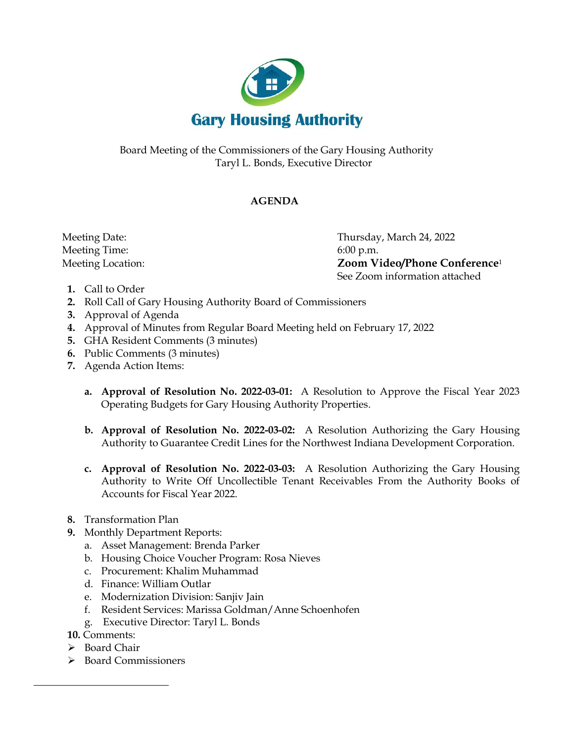# Gary Housing Authority

Board Meeting of the Commissioners of the Gary Housing Authority
Taryl L. Bonds, Executive Director

## AGENDA

| | |
|---|---|
| Meeting Date: | Thursday, March 24, 2022 |
| Meeting Time: | 6:00 p.m. |
| Meeting Location: | **Zoom Video/Phone Conference**[1] |
| | See Zoom information attached |

1. Call to Order
2. Roll Call of Gary Housing Authority Board of Commissioners
3. Approval of Agenda
4. Approval of Minutes from Regular Board Meeting held on February 17, 2022
5. GHA Resident Comments (3 minutes)
6. Public Comments (3 minutes)
7. Agenda Action Items:

   a. **Approval of Resolution No. 2022-03-01:** A Resolution to Approve the Fiscal Year 2023 Operating Budgets for Gary Housing Authority Properties.

   b. **Approval of Resolution No. 2022-03-02:** A Resolution Authorizing the Gary Housing Authority to Guarantee Credit Lines for the Northwest Indiana Development Corporation.

   c. **Approval of Resolution No. 2022-03-03:** A Resolution Authorizing the Gary Housing Authority to Write Off Uncollectible Tenant Receivables From the Authority Books of Accounts for Fiscal Year 2022.

8. Transformation Plan
9. Monthly Department Reports:
   a. Asset Management: Brenda Parker
   b. Housing Choice Voucher Program: Rosa Nieves
   c. Procurement: Khalim Muhammad
   d. Finance: William Outlar
   e. Modernization Division: Sanjiv Jain
   f. Resident Services: Marissa Goldman/Anne Schoenhofen
   g. Executive Director: Taryl L. Bonds
10. Comments:
   - Board Chair
   - Board Commissioners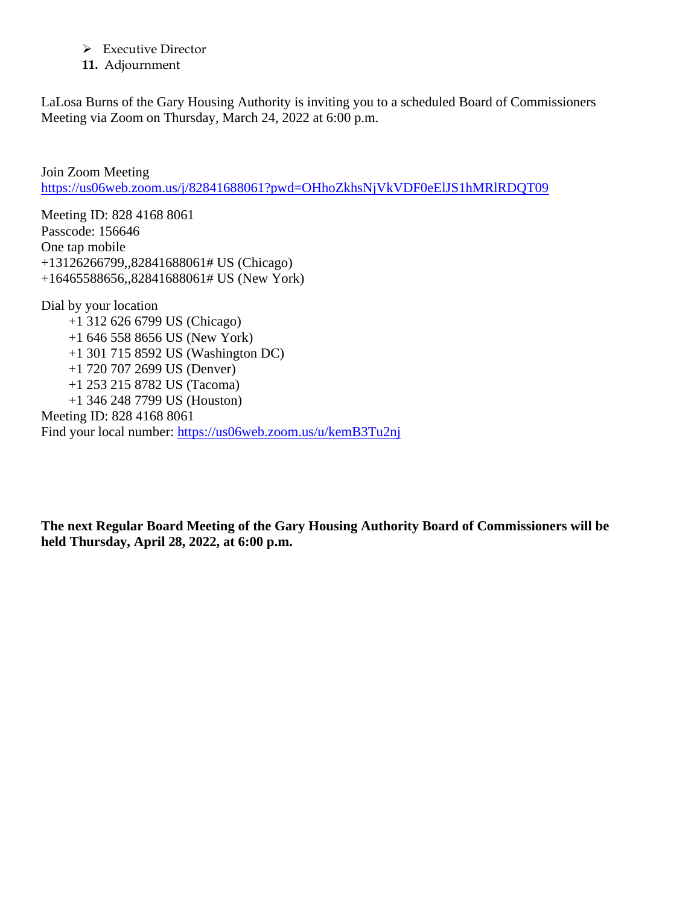- Executive Director

11. Adjournment

LaLosa Burns of the Gary Housing Authority is inviting you to a scheduled Board of Commissioners Meeting via Zoom on Thursday, March 24, 2022 at 6:00 p.m.

Join Zoom Meeting
https://us06web.zoom.us/j/82841688061?pwd=OHhoZkhsNjVkVDF0eElJS1hMRlRDQT09

Meeting ID: 828 4168 8061
Passcode: 156646
One tap mobile
+13126266799,,82841688061# US (Chicago)
+16465588656,,82841688061# US (New York)

Dial by your location
+1 312 626 6799 US (Chicago)
+1 646 558 8656 US (New York)
+1 301 715 8592 US (Washington DC)
+1 720 707 2699 US (Denver)
+1 253 215 8782 US (Tacoma)
+1 346 248 7799 US (Houston)
Meeting ID: 828 4168 8061
Find your local number: https://us06web.zoom.us/u/kemB3Tu2nj

**The next Regular Board Meeting of the Gary Housing Authority Board of Commissioners will be held Thursday, April 28, 2022, at 6:00 p.m.**